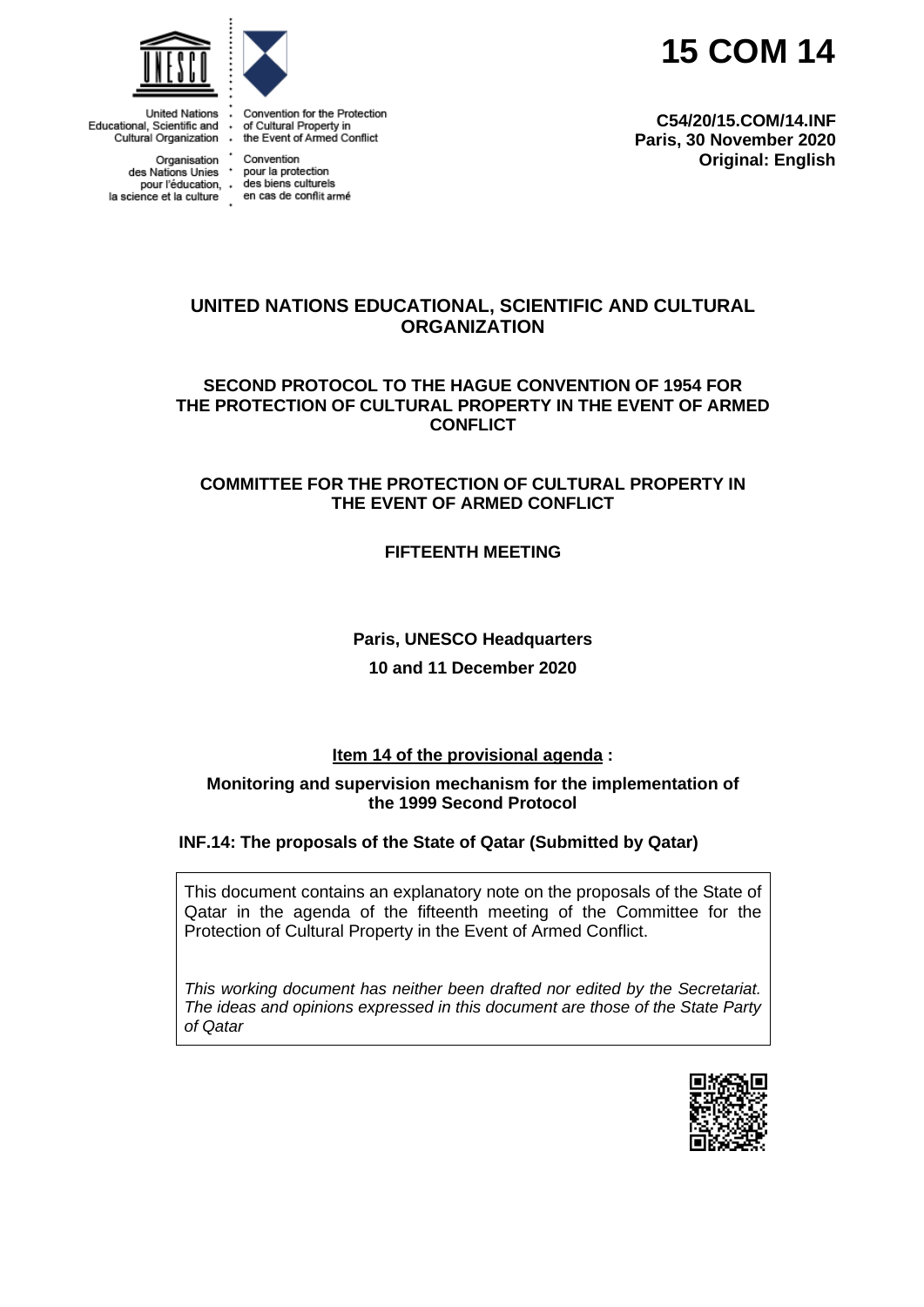United Nations Educational, Scientific and Cultural Organization

Organisation des Nations Unies pour l'éducation, la science et la culture

Convention for the Protection of Cultural Property in the Event of Armed Conflict

Convention pour la protection des biens culturels en cas de conflit armé

# 15 COM 14

**C54/20/15.COM/14.INF**
**Paris, 30 November 2020**
**Original: English**

## UNITED NATIONS EDUCATIONAL, SCIENTIFIC AND CULTURAL ORGANIZATION

## SECOND PROTOCOL TO THE HAGUE CONVENTION OF 1954 FOR THE PROTECTION OF CULTURAL PROPERTY IN THE EVENT OF ARMED CONFLICT

## COMMITTEE FOR THE PROTECTION OF CULTURAL PROPERTY IN THE EVENT OF ARMED CONFLICT

## FIFTEENTH MEETING

**Paris, UNESCO Headquarters**

**10 and 11 December 2020**

**Item 14 of the provisional agenda :**

**Monitoring and supervision mechanism for the implementation of the 1999 Second Protocol**

**INF.14: The proposals of the State of Qatar (Submitted by Qatar)**

This document contains an explanatory note on the proposals of the State of Qatar in the agenda of the fifteenth meeting of the Committee for the Protection of Cultural Property in the Event of Armed Conflict.

*This working document has neither been drafted nor edited by the Secretariat. The ideas and opinions expressed in this document are those of the State Party of Qatar*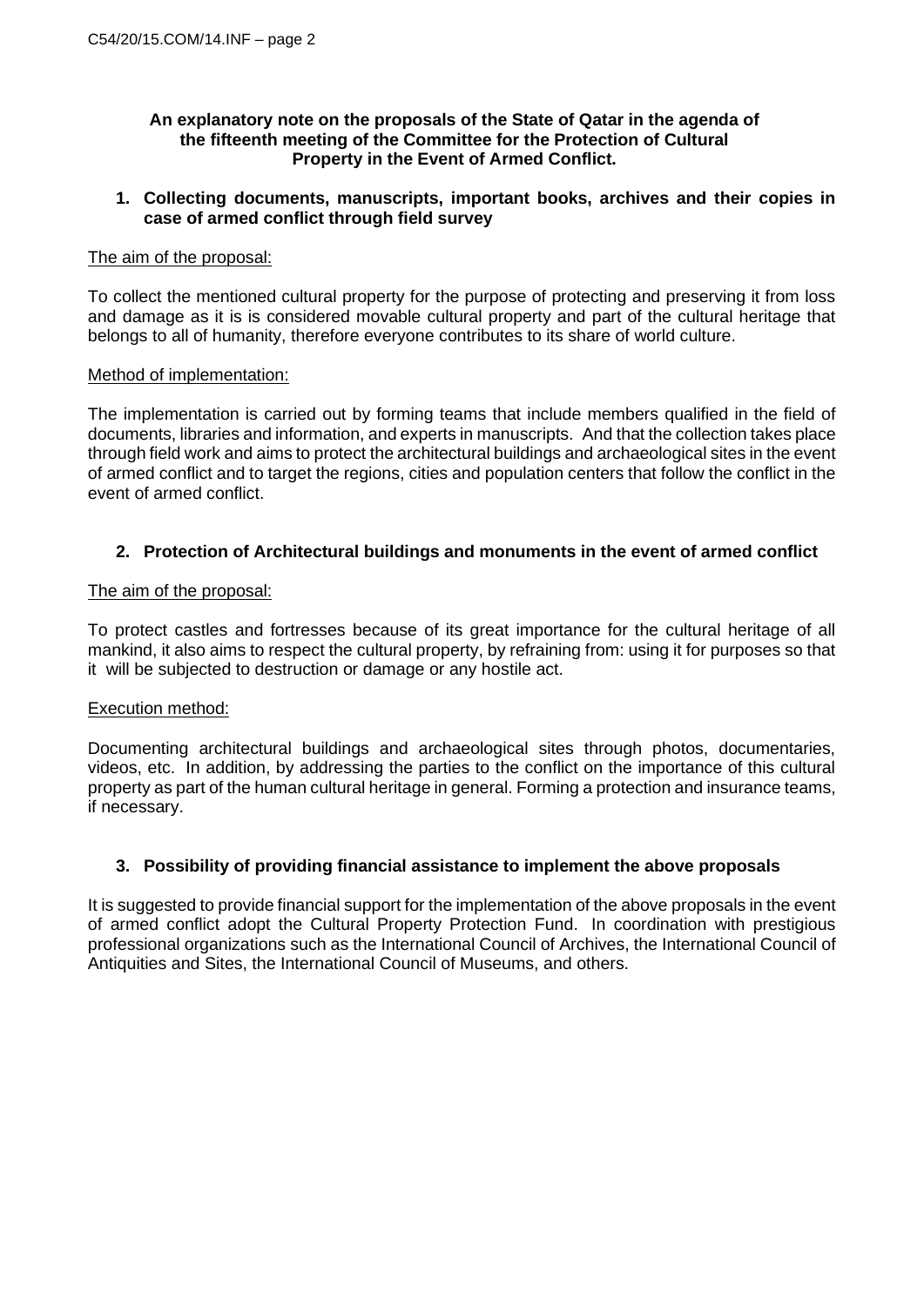**An explanatory note on the proposals of the State of Qatar in the agenda of the fifteenth meeting of the Committee for the Protection of Cultural Property in the Event of Armed Conflict.**

1. **Collecting documents, manuscripts, important books, archives and their copies in case of armed conflict through field survey**

The aim of the proposal:

To collect the mentioned cultural property for the purpose of protecting and preserving it from loss and damage as it is is considered movable cultural property and part of the cultural heritage that belongs to all of humanity, therefore everyone contributes to its share of world culture.

Method of implementation:

The implementation is carried out by forming teams that include members qualified in the field of documents, libraries and information, and experts in manuscripts. And that the collection takes place through field work and aims to protect the architectural buildings and archaeological sites in the event of armed conflict and to target the regions, cities and population centers that follow the conflict in the event of armed conflict.

2. **Protection of Architectural buildings and monuments in the event of armed conflict**

The aim of the proposal:

To protect castles and fortresses because of its great importance for the cultural heritage of all mankind, it also aims to respect the cultural property, by refraining from: using it for purposes so that it will be subjected to destruction or damage or any hostile act.

Execution method:

Documenting architectural buildings and archaeological sites through photos, documentaries, videos, etc. In addition, by addressing the parties to the conflict on the importance of this cultural property as part of the human cultural heritage in general. Forming a protection and insurance teams, if necessary.

3. **Possibility of providing financial assistance to implement the above proposals**

It is suggested to provide financial support for the implementation of the above proposals in the event of armed conflict adopt the Cultural Property Protection Fund. In coordination with prestigious professional organizations such as the International Council of Archives, the International Council of Antiquities and Sites, the International Council of Museums, and others.